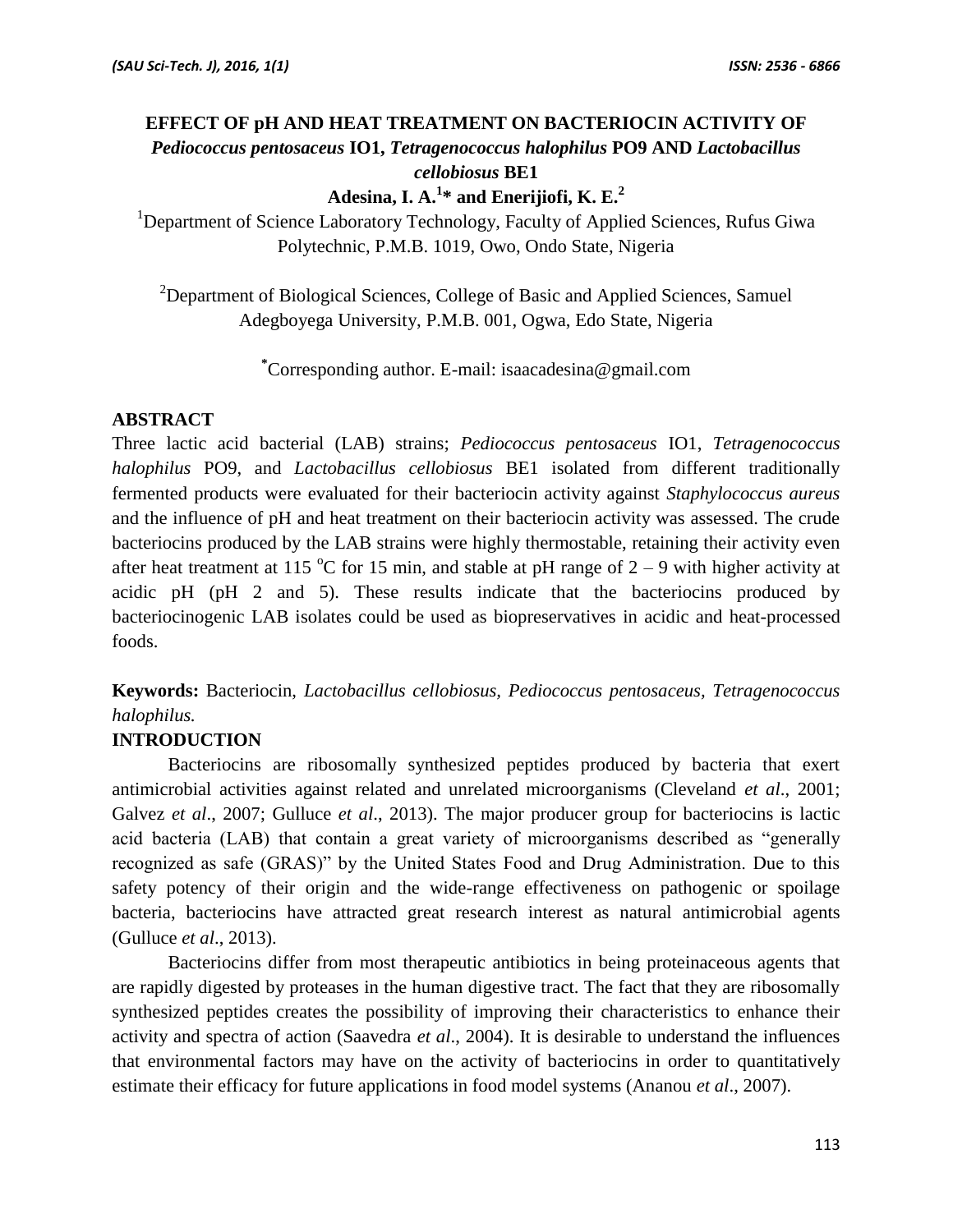# EFFECT OF pH AND HEAT TREATMENT ON BACTERIOCIN ACTIVITY OF *Pediococcus pentosaceus* IO1, *Tetragenococcus halophilus* PO9 AND *Lactobacillus cellobiosus* BE1

**Adesina, I. A.[1]* and Enerijiofi, K. E.[2]**

[1]Department of Science Laboratory Technology, Faculty of Applied Sciences, Rufus Giwa Polytechnic, P.M.B. 1019, Owo, Ondo State, Nigeria

[2]Department of Biological Sciences, College of Basic and Applied Sciences, Samuel Adegboyega University, P.M.B. 001, Ogwa, Edo State, Nigeria

*Corresponding author. E-mail: isaacadesina@gmail.com

## ABSTRACT

Three lactic acid bacterial (LAB) strains; *Pediococcus pentosaceus* IO1, *Tetragenococcus halophilus* PO9, and *Lactobacillus cellobiosus* BE1 isolated from different traditionally fermented products were evaluated for their bacteriocin activity against *Staphylococcus aureus* and the influence of pH and heat treatment on their bacteriocin activity was assessed. The crude bacteriocins produced by the LAB strains were highly thermostable, retaining their activity even after heat treatment at 115 $^{o}$C for 15 min, and stable at pH range of 2 – 9 with higher activity at acidic pH (pH 2 and 5). These results indicate that the bacteriocins produced by bacteriocinogenic LAB isolates could be used as biopreservatives in acidic and heat-processed foods.

**Keywords:** Bacteriocin, *Lactobacillus cellobiosus, Pediococcus pentosaceus, Tetragenococcus halophilus.*

## INTRODUCTION

Bacteriocins are ribosomally synthesized peptides produced by bacteria that exert antimicrobial activities against related and unrelated microorganisms (Cleveland *et al*., 2001; Galvez *et al*., 2007; Gulluce *et al*., 2013). The major producer group for bacteriocins is lactic acid bacteria (LAB) that contain a great variety of microorganisms described as "generally recognized as safe (GRAS)" by the United States Food and Drug Administration. Due to this safety potency of their origin and the wide-range effectiveness on pathogenic or spoilage bacteria, bacteriocins have attracted great research interest as natural antimicrobial agents (Gulluce *et al*., 2013).

Bacteriocins differ from most therapeutic antibiotics in being proteinaceous agents that are rapidly digested by proteases in the human digestive tract. The fact that they are ribosomally synthesized peptides creates the possibility of improving their characteristics to enhance their activity and spectra of action (Saavedra *et al*., 2004). It is desirable to understand the influences that environmental factors may have on the activity of bacteriocins in order to quantitatively estimate their efficacy for future applications in food model systems (Ananou *et al*., 2007).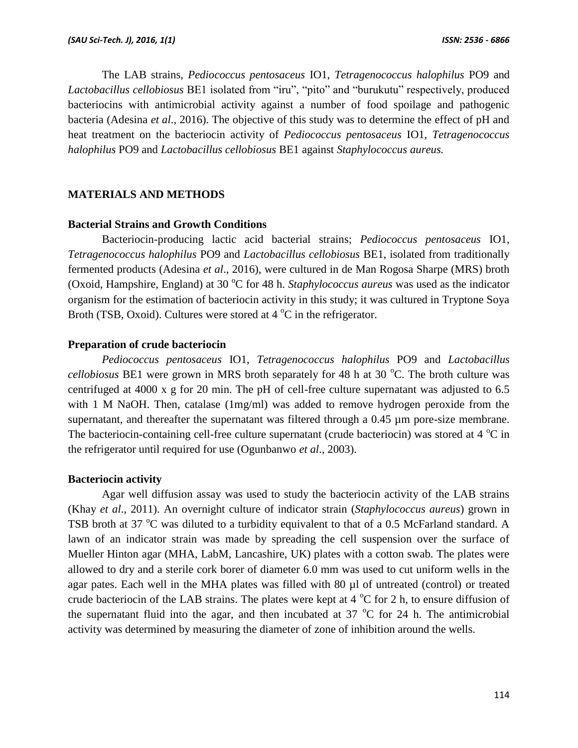The LAB strains, *Pediococcus pentosaceus* IO1, *Tetragenococcus halophilus* PO9 and *Lactobacillus cellobiosus* BE1 isolated from “iru”, “pito” and “burukutu” respectively, produced bacteriocins with antimicrobial activity against a number of food spoilage and pathogenic bacteria (Adesina *et al*., 2016). The objective of this study was to determine the effect of pH and heat treatment on the bacteriocin activity of *Pediococcus pentosaceus* IO1, *Tetragenococcus halophilus* PO9 and *Lactobacillus cellobiosus* BE1 against *Staphylococcus aureus.*

## MATERIALS AND METHODS

### Bacterial Strains and Growth Conditions

Bacteriocin-producing lactic acid bacterial strains; *Pediococcus pentosaceus* IO1, *Tetragenococcus halophilus* PO9 and *Lactobacillus cellobiosus* BE1, isolated from traditionally fermented products (Adesina *et al*., 2016), were cultured in de Man Rogosa Sharpe (MRS) broth (Oxoid, Hampshire, England) at 30 $^{o}$C for 48 h. *Staphylococcus aureus* was used as the indicator organism for the estimation of bacteriocin activity in this study; it was cultured in Tryptone Soya Broth (TSB, Oxoid). Cultures were stored at 4 $^{o}$C in the refrigerator.

### Preparation of crude bacteriocin

*Pediococcus pentosaceus* IO1, *Tetragenococcus halophilus* PO9 and *Lactobacillus cellobiosus* BE1 were grown in MRS broth separately for 48 h at 30 $^{o}$C. The broth culture was centrifuged at 4000 x g for 20 min. The pH of cell-free culture supernatant was adjusted to 6.5 with 1 M NaOH. Then, catalase (1mg/ml) was added to remove hydrogen peroxide from the supernatant, and thereafter the supernatant was filtered through a 0.45 µm pore-size membrane. The bacteriocin-containing cell-free culture supernatant (crude bacteriocin) was stored at 4 $^{o}$C in the refrigerator until required for use (Ogunbanwo *et al*., 2003).

### Bacteriocin activity

Agar well diffusion assay was used to study the bacteriocin activity of the LAB strains (Khay *et al*., 2011). An overnight culture of indicator strain (*Staphylococcus aureus*) grown in TSB broth at 37 $^{o}$C was diluted to a turbidity equivalent to that of a 0.5 McFarland standard. A lawn of an indicator strain was made by spreading the cell suspension over the surface of Mueller Hinton agar (MHA, LabM, Lancashire, UK) plates with a cotton swab. The plates were allowed to dry and a sterile cork borer of diameter 6.0 mm was used to cut uniform wells in the agar pates. Each well in the MHA plates was filled with 80 µl of untreated (control) or treated crude bacteriocin of the LAB strains. The plates were kept at 4 $^{o}$C for 2 h, to ensure diffusion of the supernatant fluid into the agar, and then incubated at 37 $^{o}$C for 24 h. The antimicrobial activity was determined by measuring the diameter of zone of inhibition around the wells.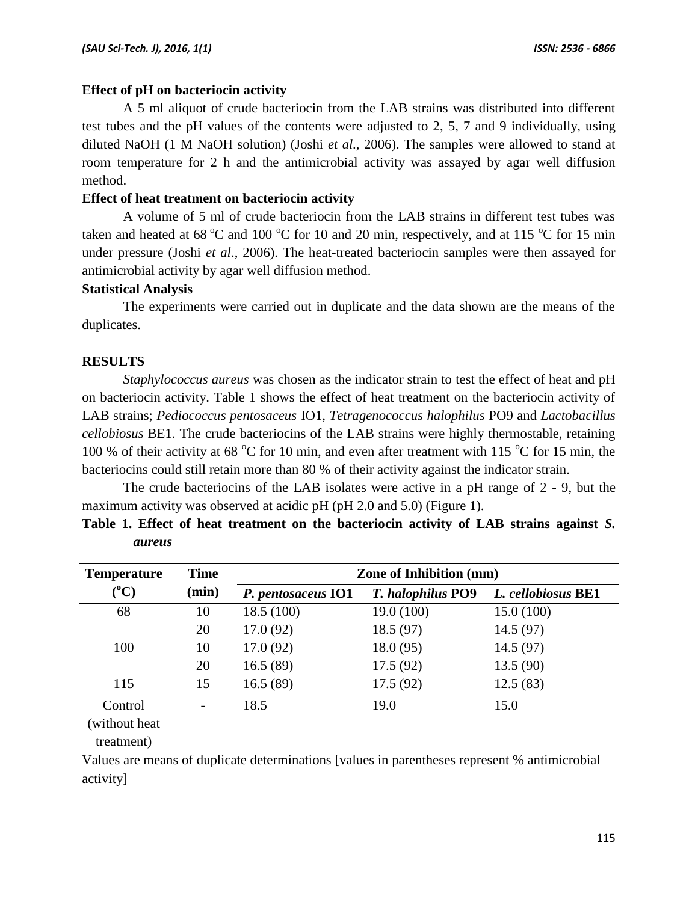**Effect of pH on bacteriocin activity**

A 5 ml aliquot of crude bacteriocin from the LAB strains was distributed into different test tubes and the pH values of the contents were adjusted to 2, 5, 7 and 9 individually, using diluted NaOH (1 M NaOH solution) (Joshi *et al*., 2006). The samples were allowed to stand at room temperature for 2 h and the antimicrobial activity was assayed by agar well diffusion method.

**Effect of heat treatment on bacteriocin activity**

A volume of 5 ml of crude bacteriocin from the LAB strains in different test tubes was taken and heated at 68 $^{o}$C and 100 $^{o}$C for 10 and 20 min, respectively, and at 115 $^{o}$C for 15 min under pressure (Joshi *et al*., 2006). The heat-treated bacteriocin samples were then assayed for antimicrobial activity by agar well diffusion method.

**Statistical Analysis**

The experiments were carried out in duplicate and the data shown are the means of the duplicates.

## RESULTS

*Staphylococcus aureus* was chosen as the indicator strain to test the effect of heat and pH on bacteriocin activity. Table 1 shows the effect of heat treatment on the bacteriocin activity of LAB strains; *Pediococcus pentosaceus* IO1, *Tetragenococcus halophilus* PO9 and *Lactobacillus cellobiosus* BE1. The crude bacteriocins of the LAB strains were highly thermostable, retaining 100 % of their activity at 68 $^{o}$C for 10 min, and even after treatment with 115 $^{o}$C for 15 min, the bacteriocins could still retain more than 80 % of their activity against the indicator strain.

The crude bacteriocins of the LAB isolates were active in a pH range of 2 - 9, but the maximum activity was observed at acidic pH (pH 2.0 and 5.0) (Figure 1).

**Table 1. Effect of heat treatment on the bacteriocin activity of LAB strains against *S. aureus***

| Temperature ($^{o}$C) | Time (min) | Zone of Inhibition (mm) | | |
|---|---|---|---|---|
| | | ***P. pentosaceus* IO1** | ***T. halophilus* PO9** | ***L. cellobiosus* BE1** |
| 68 | 10 | 18.5 (100) | 19.0 (100) | 15.0 (100) |
| | 20 | 17.0 (92) | 18.5 (97) | 14.5 (97) |
| 100 | 10 | 17.0 (92) | 18.0 (95) | 14.5 (97) |
| | 20 | 16.5 (89) | 17.5 (92) | 13.5 (90) |
| 115 | 15 | 16.5 (89) | 17.5 (92) | 12.5 (83) |
| Control (without heat treatment) | - | 18.5 | 19.0 | 15.0 |

Values are means of duplicate determinations [values in parentheses represent % antimicrobial activity]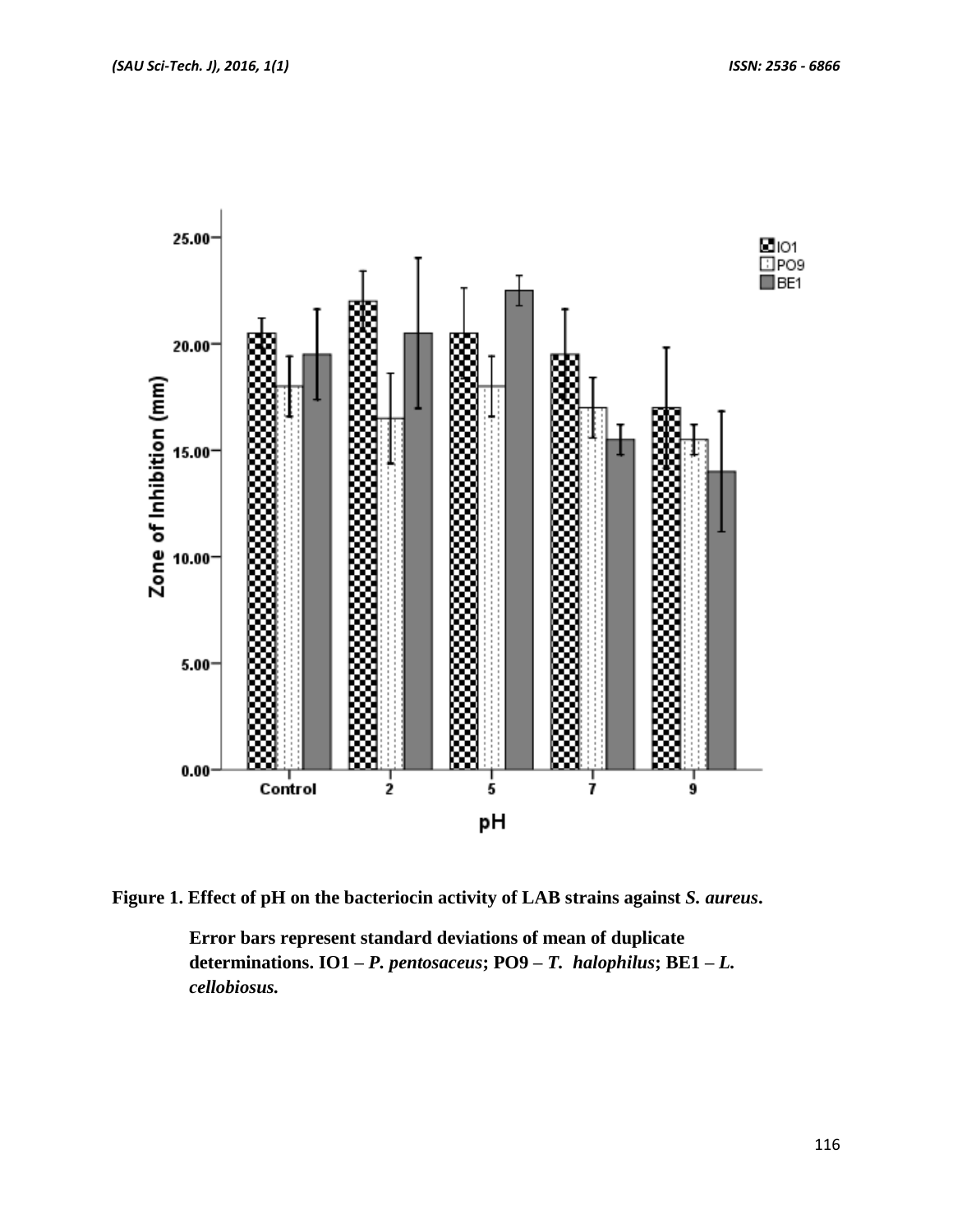**Figure 1. Effect of pH on the bacteriocin activity of LAB strains against *S. aureus*.**

**Error bars represent standard deviations of mean of duplicate determinations. IO1 – *P. pentosaceus*; PO9 – *T. halophilus*; BE1 – *L. cellobiosus.***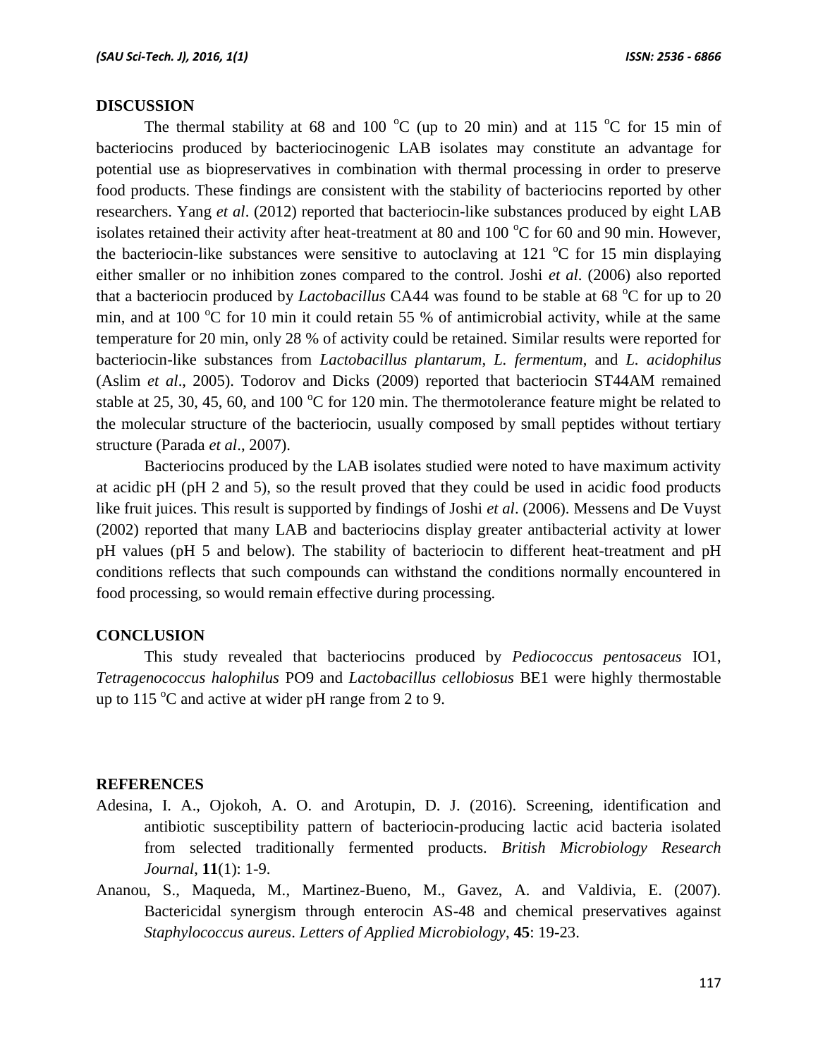## DISCUSSION

The thermal stability at 68 and 100 $^{o}$C (up to 20 min) and at 115 $^{o}$C for 15 min of bacteriocins produced by bacteriocinogenic LAB isolates may constitute an advantage for potential use as biopreservatives in combination with thermal processing in order to preserve food products. These findings are consistent with the stability of bacteriocins reported by other researchers. Yang *et al*. (2012) reported that bacteriocin-like substances produced by eight LAB isolates retained their activity after heat-treatment at 80 and 100 $^{o}$C for 60 and 90 min. However, the bacteriocin-like substances were sensitive to autoclaving at 121 $^{o}$C for 15 min displaying either smaller or no inhibition zones compared to the control. Joshi *et al*. (2006) also reported that a bacteriocin produced by *Lactobacillus* CA44 was found to be stable at 68 $^{o}$C for up to 20 min, and at 100 $^{o}$C for 10 min it could retain 55 % of antimicrobial activity, while at the same temperature for 20 min, only 28 % of activity could be retained. Similar results were reported for bacteriocin-like substances from *Lactobacillus plantarum*, *L. fermentum*, and *L. acidophilus* (Aslim *et al*., 2005). Todorov and Dicks (2009) reported that bacteriocin ST44AM remained stable at 25, 30, 45, 60, and 100 $^{o}$C for 120 min. The thermotolerance feature might be related to the molecular structure of the bacteriocin, usually composed by small peptides without tertiary structure (Parada *et al*., 2007).

Bacteriocins produced by the LAB isolates studied were noted to have maximum activity at acidic pH (pH 2 and 5), so the result proved that they could be used in acidic food products like fruit juices. This result is supported by findings of Joshi *et al*. (2006). Messens and De Vuyst (2002) reported that many LAB and bacteriocins display greater antibacterial activity at lower pH values (pH 5 and below). The stability of bacteriocin to different heat-treatment and pH conditions reflects that such compounds can withstand the conditions normally encountered in food processing, so would remain effective during processing.

## CONCLUSION

This study revealed that bacteriocins produced by *Pediococcus pentosaceus* IO1, *Tetragenococcus halophilus* PO9 and *Lactobacillus cellobiosus* BE1 were highly thermostable up to 115 $^{o}$C and active at wider pH range from 2 to 9.

## REFERENCES

Adesina, I. A., Ojokoh, A. O. and Arotupin, D. J. (2016). Screening, identification and antibiotic susceptibility pattern of bacteriocin-producing lactic acid bacteria isolated from selected traditionally fermented products. *British Microbiology Research Journal*, **11**(1): 1-9.

Ananou, S., Maqueda, M., Martinez-Bueno, M., Gavez, A. and Valdivia, E. (2007). Bactericidal synergism through enterocin AS-48 and chemical preservatives against *Staphylococcus aureus*. *Letters of Applied Microbiology*, **45**: 19-23.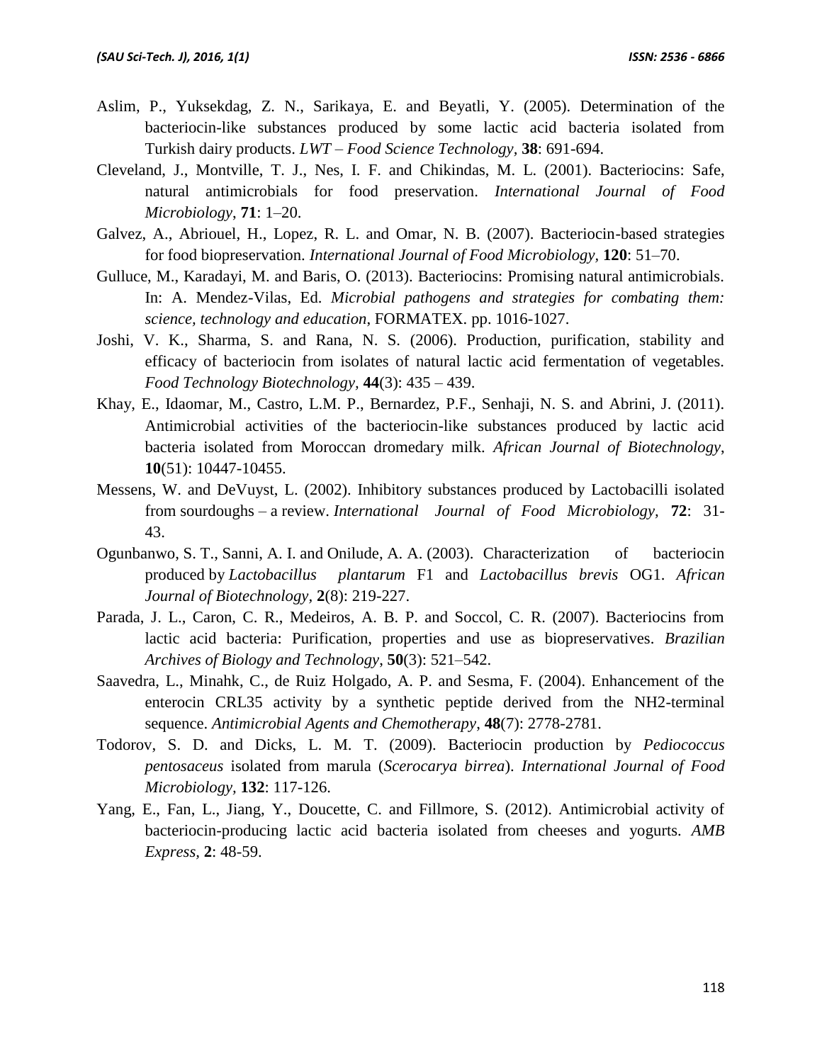Aslim, P., Yuksekdag, Z. N., Sarikaya, E. and Beyatli, Y. (2005). Determination of the bacteriocin-like substances produced by some lactic acid bacteria isolated from Turkish dairy products. *LWT – Food Science Technology,* **38**: 691-694.

Cleveland, J., Montville, T. J., Nes, I. F. and Chikindas, M. L. (2001). Bacteriocins: Safe, natural antimicrobials for food preservation. *International Journal of Food Microbiology*, **71**: 1–20.

Galvez, A., Abriouel, H., Lopez, R. L. and Omar, N. B. (2007). Bacteriocin-based strategies for food biopreservation. *International Journal of Food Microbiology*, **120**: 51–70.

Gulluce, M., Karadayi, M. and Baris, O. (2013). Bacteriocins: Promising natural antimicrobials. In: A. Mendez-Vilas, Ed. *Microbial pathogens and strategies for combating them: science, technology and education*, FORMATEX. pp. 1016-1027.

Joshi, V. K., Sharma, S. and Rana, N. S. (2006). Production, purification, stability and efficacy of bacteriocin from isolates of natural lactic acid fermentation of vegetables. *Food Technology Biotechnology*, **44**(3): 435 – 439.

Khay, E., Idaomar, M., Castro, L.M. P., Bernardez, P.F., Senhaji, N. S. and Abrini, J. (2011). Antimicrobial activities of the bacteriocin-like substances produced by lactic acid bacteria isolated from Moroccan dromedary milk. *African Journal of Biotechnology*, **10**(51): 10447-10455.

Messens, W. and DeVuyst, L. (2002). Inhibitory substances produced by Lactobacilli isolated from sourdoughs – a review. *International Journal of Food Microbiology,* **72**: 31-43.

Ogunbanwo, S. T., Sanni, A. I. and Onilude, A. A. (2003). Characterization of bacteriocin produced by *Lactobacillus plantarum* F1 and *Lactobacillus brevis* OG1. *African Journal of Biotechnology,* **2**(8): 219-227.

Parada, J. L., Caron, C. R., Medeiros, A. B. P. and Soccol, C. R. (2007). Bacteriocins from lactic acid bacteria: Purification, properties and use as biopreservatives. *Brazilian Archives of Biology and Technology*, **50**(3): 521–542.

Saavedra, L., Minahk, C., de Ruiz Holgado, A. P. and Sesma, F. (2004). Enhancement of the enterocin CRL35 activity by a synthetic peptide derived from the NH2-terminal sequence. *Antimicrobial Agents and Chemotherapy*, **48**(7): 2778-2781.

Todorov, S. D. and Dicks, L. M. T. (2009). Bacteriocin production by *Pediococcus pentosaceus* isolated from marula (*Scerocarya birrea*). *International Journal of Food Microbiology*, **132**: 117-126.

Yang, E., Fan, L., Jiang, Y., Doucette, C. and Fillmore, S. (2012). Antimicrobial activity of bacteriocin-producing lactic acid bacteria isolated from cheeses and yogurts. *AMB Express*, **2**: 48-59.